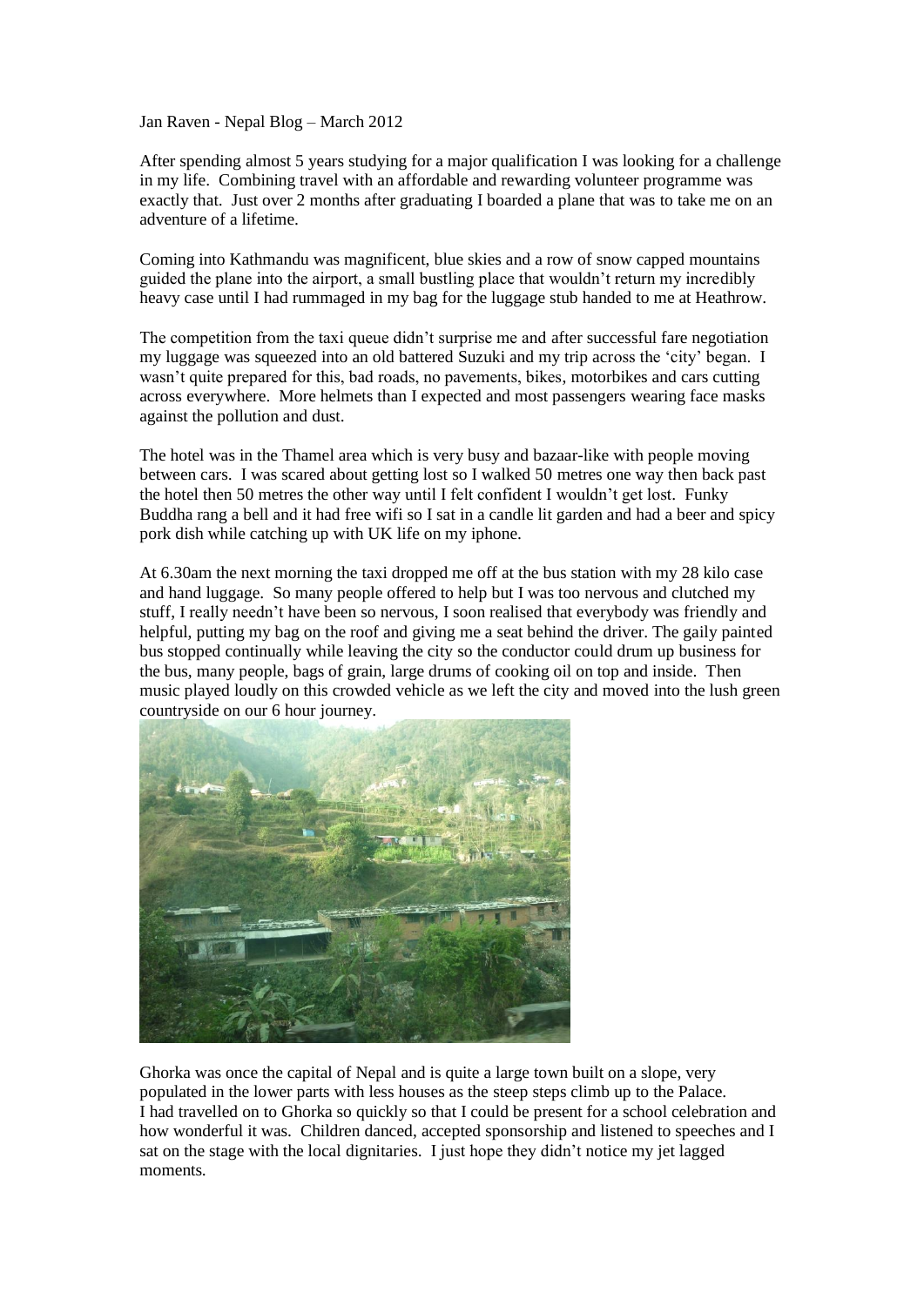Jan Raven - Nepal Blog – March 2012

After spending almost 5 years studying for a major qualification I was looking for a challenge in my life. Combining travel with an affordable and rewarding volunteer programme was exactly that. Just over 2 months after graduating I boarded a plane that was to take me on an adventure of a lifetime.

Coming into Kathmandu was magnificent, blue skies and a row of snow capped mountains guided the plane into the airport, a small bustling place that wouldn't return my incredibly heavy case until I had rummaged in my bag for the luggage stub handed to me at Heathrow.

The competition from the taxi queue didn't surprise me and after successful fare negotiation my luggage was squeezed into an old battered Suzuki and my trip across the 'city' began. I wasn't quite prepared for this, bad roads, no pavements, bikes, motorbikes and cars cutting across everywhere. More helmets than I expected and most passengers wearing face masks against the pollution and dust.

The hotel was in the Thamel area which is very busy and bazaar-like with people moving between cars. I was scared about getting lost so I walked 50 metres one way then back past the hotel then 50 metres the other way until I felt confident I wouldn't get lost. Funky Buddha rang a bell and it had free wifi so I sat in a candle lit garden and had a beer and spicy pork dish while catching up with UK life on my iphone.

At 6.30am the next morning the taxi dropped me off at the bus station with my 28 kilo case and hand luggage. So many people offered to help but I was too nervous and clutched my stuff, I really needn't have been so nervous, I soon realised that everybody was friendly and helpful, putting my bag on the roof and giving me a seat behind the driver. The gaily painted bus stopped continually while leaving the city so the conductor could drum up business for the bus, many people, bags of grain, large drums of cooking oil on top and inside. Then music played loudly on this crowded vehicle as we left the city and moved into the lush green countryside on our 6 hour journey.

Ghorka was once the capital of Nepal and is quite a large town built on a slope, very populated in the lower parts with less houses as the steep steps climb up to the Palace.
I had travelled on to Ghorka so quickly so that I could be present for a school celebration and how wonderful it was. Children danced, accepted sponsorship and listened to speeches and I sat on the stage with the local dignitaries. I just hope they didn't notice my jet lagged moments.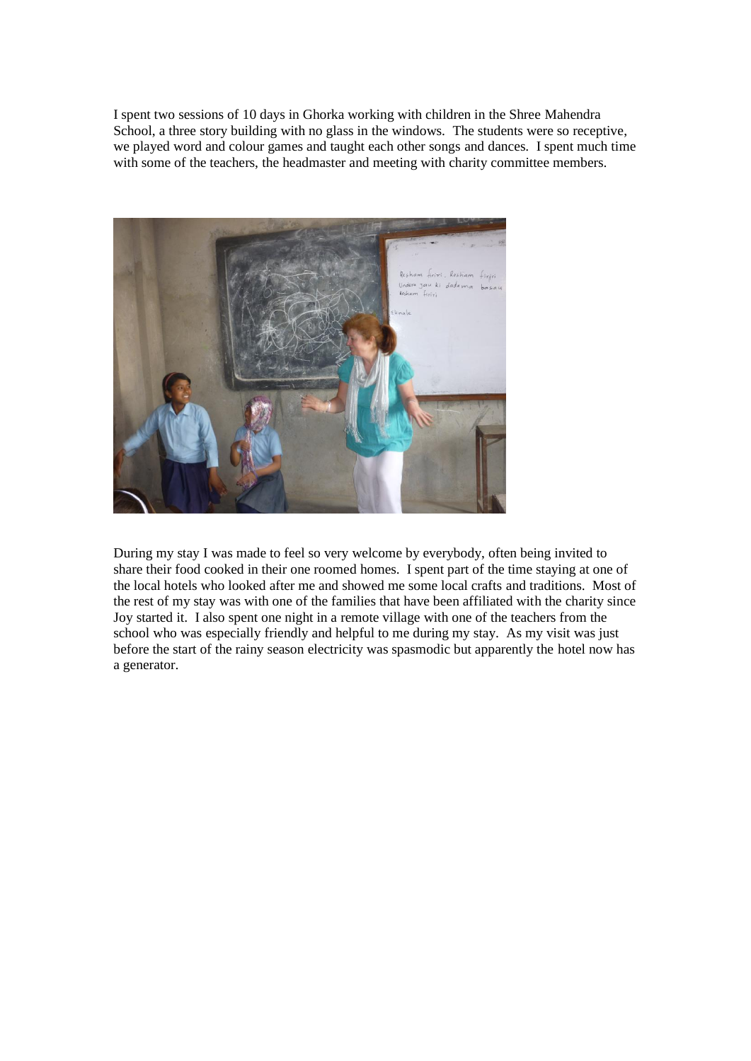I spent two sessions of 10 days in Ghorka working with children in the Shree Mahendra School, a three story building with no glass in the windows. The students were so receptive, we played word and colour games and taught each other songs and dances. I spent much time with some of the teachers, the headmaster and meeting with charity committee members.

During my stay I was made to feel so very welcome by everybody, often being invited to share their food cooked in their one roomed homes. I spent part of the time staying at one of the local hotels who looked after me and showed me some local crafts and traditions. Most of the rest of my stay was with one of the families that have been affiliated with the charity since Joy started it. I also spent one night in a remote village with one of the teachers from the school who was especially friendly and helpful to me during my stay. As my visit was just before the start of the rainy season electricity was spasmodic but apparently the hotel now has a generator.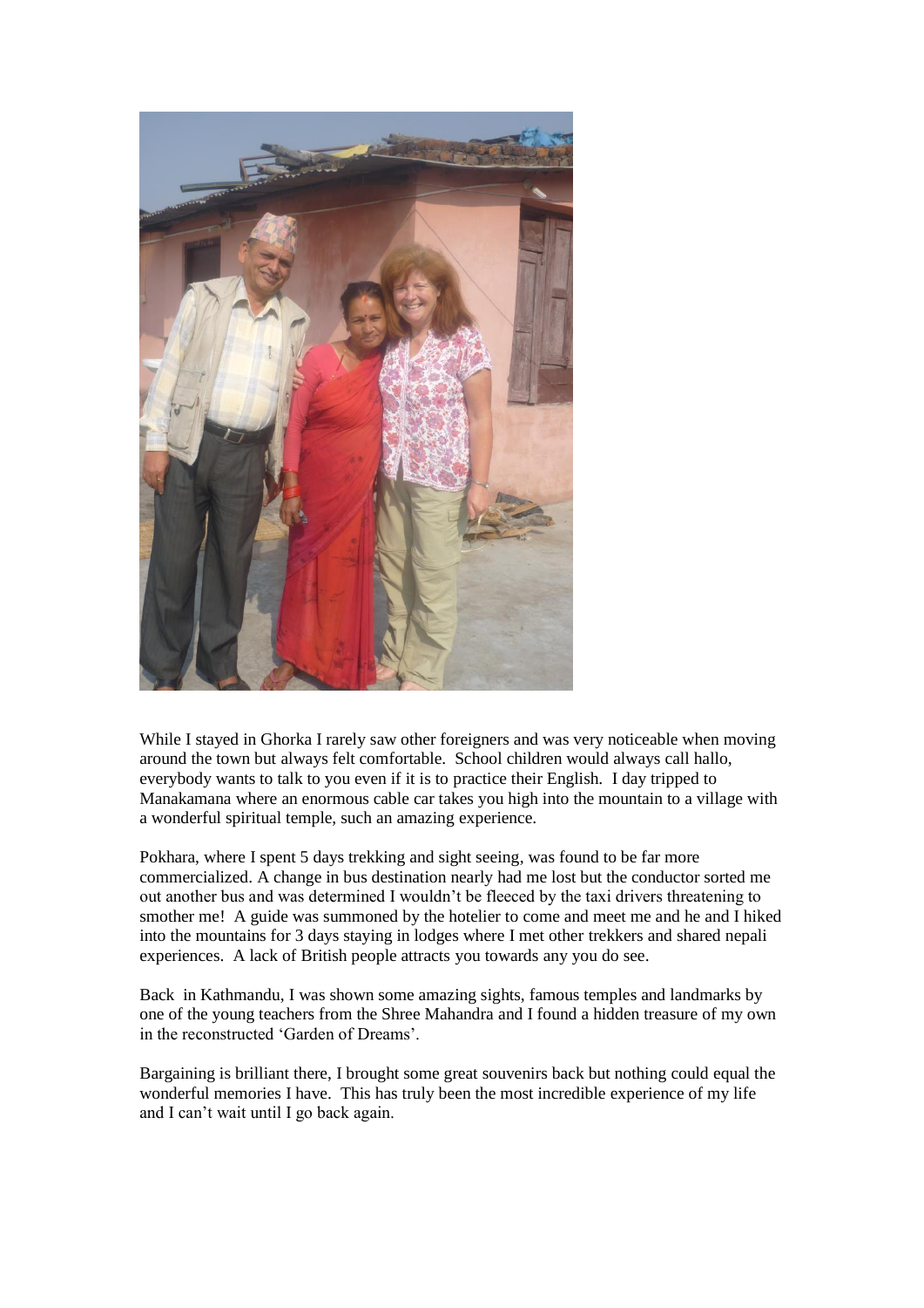While I stayed in Ghorka I rarely saw other foreigners and was very noticeable when moving around the town but always felt comfortable. School children would always call hallo, everybody wants to talk to you even if it is to practice their English. I day tripped to Manakamana where an enormous cable car takes you high into the mountain to a village with a wonderful spiritual temple, such an amazing experience.

Pokhara, where I spent 5 days trekking and sight seeing, was found to be far more commercialized. A change in bus destination nearly had me lost but the conductor sorted me out another bus and was determined I wouldn't be fleeced by the taxi drivers threatening to smother me! A guide was summoned by the hotelier to come and meet me and he and I hiked into the mountains for 3 days staying in lodges where I met other trekkers and shared nepali experiences. A lack of British people attracts you towards any you do see.

Back in Kathmandu, I was shown some amazing sights, famous temples and landmarks by one of the young teachers from the Shree Mahandra and I found a hidden treasure of my own in the reconstructed 'Garden of Dreams'.

Bargaining is brilliant there, I brought some great souvenirs back but nothing could equal the wonderful memories I have. This has truly been the most incredible experience of my life and I can't wait until I go back again.